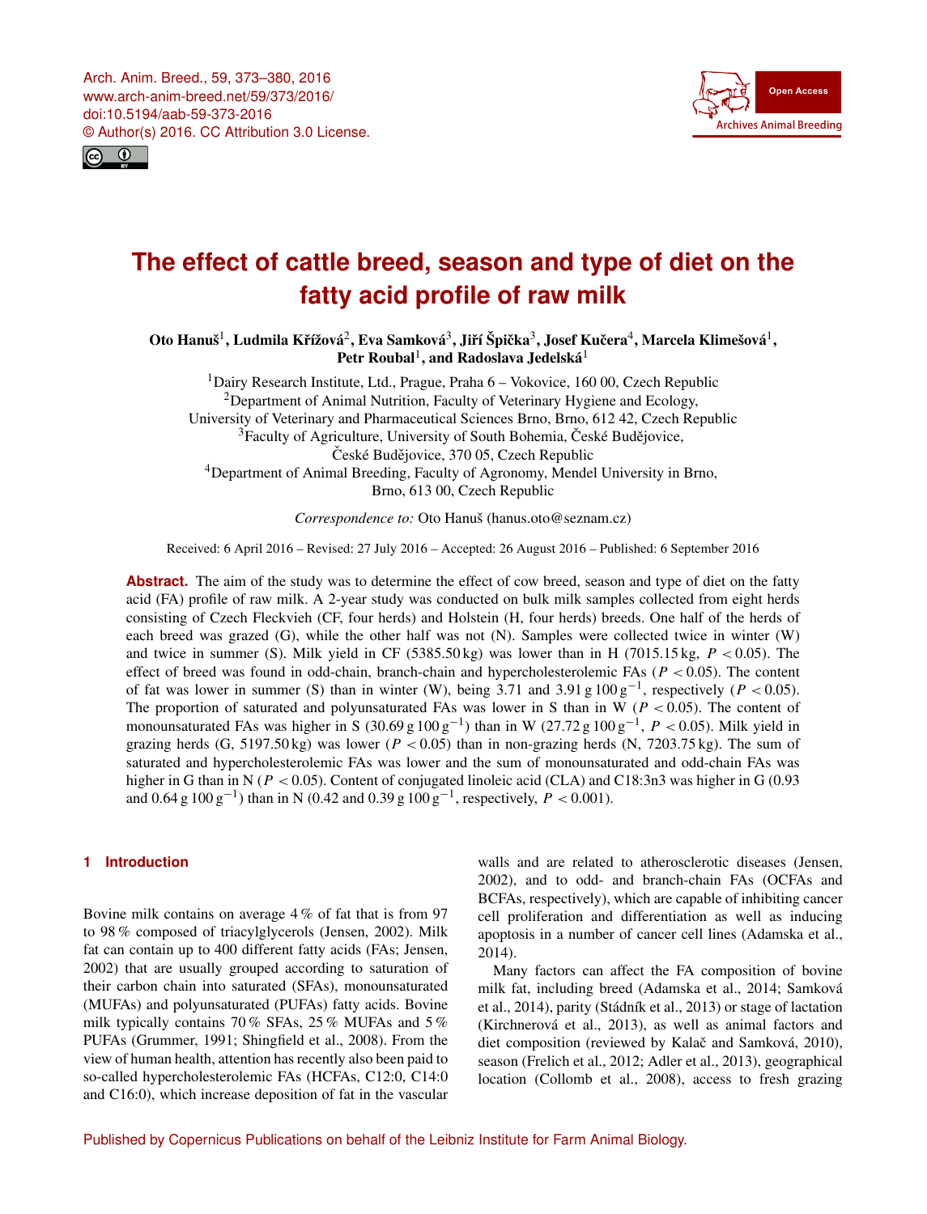Arch. Anim. Breed., 59, 373–380, 2016
www.arch-anim-breed.net/59/373/2016/
doi:10.5194/aab-59-373-2016
© Author(s) 2016. CC Attribution 3.0 License.

# The effect of cattle breed, season and type of diet on the fatty acid profile of raw milk

**Oto Hanuš[1], Ludmila Křížová[2], Eva Samková[3], Jiří Špička[3], Josef Kučera[4], Marcela Klimešová[1], Petr Roubal[1], and Radoslava Jedelská[1]**

[1]Dairy Research Institute, Ltd., Prague, Praha 6 – Vokovice, 160 00, Czech Republic
[2]Department of Animal Nutrition, Faculty of Veterinary Hygiene and Ecology, University of Veterinary and Pharmaceutical Sciences Brno, Brno, 612 42, Czech Republic
[3]Faculty of Agriculture, University of South Bohemia, České Budějovice, České Budějovice, 370 05, Czech Republic
[4]Department of Animal Breeding, Faculty of Agronomy, Mendel University in Brno, Brno, 613 00, Czech Republic

*Correspondence to:* Oto Hanuš (hanus.oto@seznam.cz)

Received: 6 April 2016 – Revised: 27 July 2016 – Accepted: 26 August 2016 – Published: 6 September 2016

**Abstract.** The aim of the study was to determine the effect of cow breed, season and type of diet on the fatty acid (FA) profile of raw milk. A 2-year study was conducted on bulk milk samples collected from eight herds consisting of Czech Fleckvieh (CF, four herds) and Holstein (H, four herds) breeds. One half of the herds of each breed was grazed (G), while the other half was not (N). Samples were collected twice in winter (W) and twice in summer (S). Milk yield in CF (5385.50 kg) was lower than in H (7015.15 kg, $P < 0.05$). The effect of breed was found in odd-chain, branch-chain and hypercholesterolemic FAs ($P < 0.05$). The content of fat was lower in summer (S) than in winter (W), being 3.71 and 3.91 g $100\,g^{-1}$, respectively ($P < 0.05$). The proportion of saturated and polyunsaturated FAs was lower in S than in W ($P < 0.05$). The content of monounsaturated FAs was higher in S (30.69 g $100\,g^{-1}$) than in W (27.72 g $100\,g^{-1}$, $P < 0.05$). Milk yield in grazing herds (G, 5197.50 kg) was lower ($P < 0.05$) than in non-grazing herds (N, 7203.75 kg). The sum of saturated and hypercholesterolemic FAs was lower and the sum of monounsaturated and odd-chain FAs was higher in G than in N ($P < 0.05$). Content of conjugated linoleic acid (CLA) and C18:3n3 was higher in G (0.93 and 0.64 g $100\,g^{-1}$) than in N (0.42 and 0.39 g $100\,g^{-1}$, respectively, $P < 0.001$).

## 1 Introduction

Bovine milk contains on average 4 % of fat that is from 97 to 98 % composed of triacylglycerols (Jensen, 2002). Milk fat can contain up to 400 different fatty acids (FAs; Jensen, 2002) that are usually grouped according to saturation of their carbon chain into saturated (SFAs), monounsaturated (MUFAs) and polyunsaturated (PUFAs) fatty acids. Bovine milk typically contains 70 % SFAs, 25 % MUFAs and 5 % PUFAs (Grummer, 1991; Shingfield et al., 2008). From the view of human health, attention has recently also been paid to so-called hypercholesterolemic FAs (HCFAs, C12:0, C14:0 and C16:0), which increase deposition of fat in the vascular walls and are related to atherosclerotic diseases (Jensen, 2002), and to odd- and branch-chain FAs (OCFAs and BCFAs, respectively), which are capable of inhibiting cancer cell proliferation and differentiation as well as inducing apoptosis in a number of cancer cell lines (Adamska et al., 2014).

Many factors can affect the FA composition of bovine milk fat, including breed (Adamska et al., 2014; Samková et al., 2014), parity (Stádník et al., 2013) or stage of lactation (Kirchnerová et al., 2013), as well as animal factors and diet composition (reviewed by Kalač and Samková, 2010), season (Frelich et al., 2012; Adler et al., 2013), geographical location (Collomb et al., 2008), access to fresh grazing

Published by Copernicus Publications on behalf of the Leibniz Institute for Farm Animal Biology.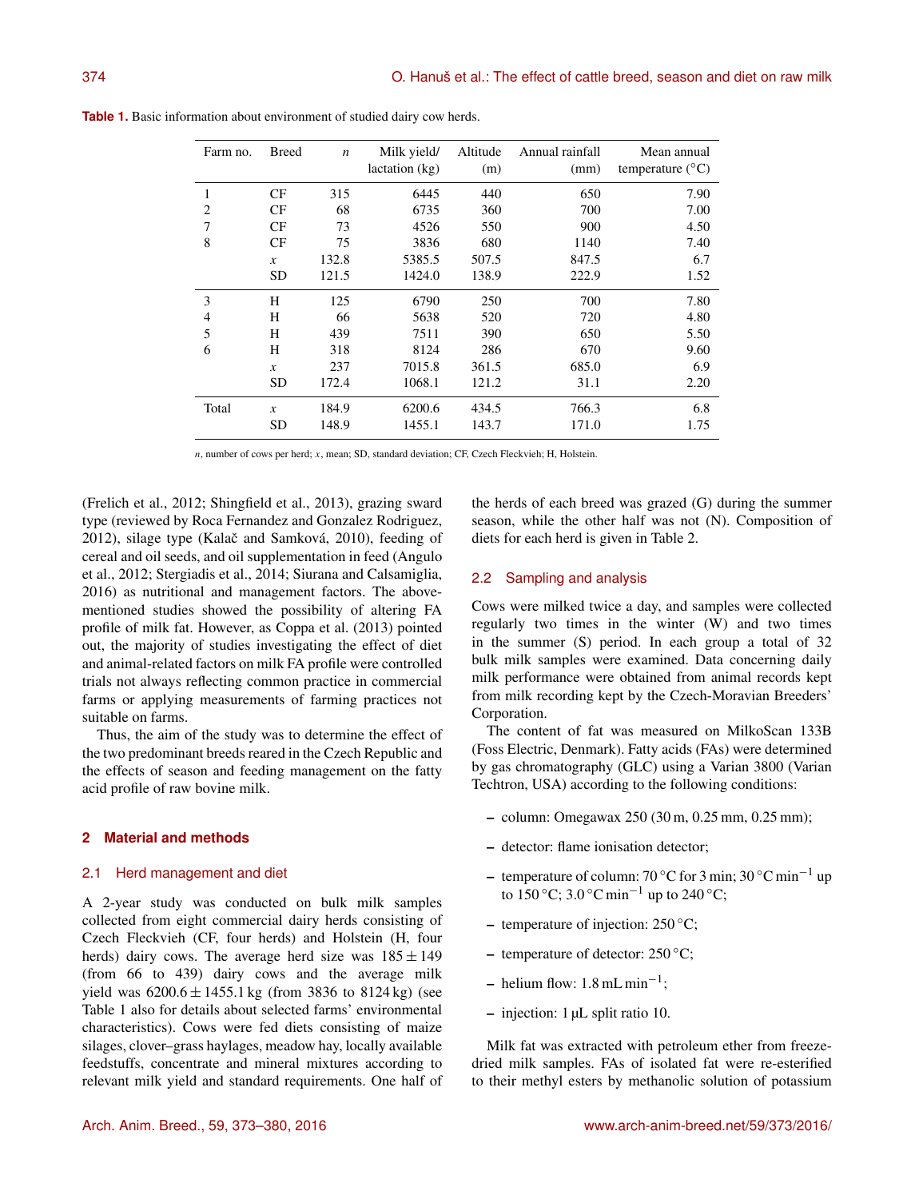**Table 1.** Basic information about environment of studied dairy cow herds.

| Farm no. | Breed | $n$ | Milk yield/ lactation (kg) | Altitude (m) | Annual rainfall (mm) | Mean annual temperature (°C) |
|---|---|---|---|---|---|---|
| 1 | CF | 315 | 6445 | 440 | 650 | 7.90 |
| 2 | CF | 68 | 6735 | 360 | 700 | 7.00 |
| 7 | CF | 73 | 4526 | 550 | 900 | 4.50 |
| 8 | CF | 75 | 3836 | 680 | 1140 | 7.40 |
| | $x$ | 132.8 | 5385.5 | 507.5 | 847.5 | 6.7 |
| | SD | 121.5 | 1424.0 | 138.9 | 222.9 | 1.52 |
| 3 | H | 125 | 6790 | 250 | 700 | 7.80 |
| 4 | H | 66 | 5638 | 520 | 720 | 4.80 |
| 5 | H | 439 | 7511 | 390 | 650 | 5.50 |
| 6 | H | 318 | 8124 | 286 | 670 | 9.60 |
| | $x$ | 237 | 7015.8 | 361.5 | 685.0 | 6.9 |
| | SD | 172.4 | 1068.1 | 121.2 | 31.1 | 2.20 |
| Total | $x$ | 184.9 | 6200.6 | 434.5 | 766.3 | 6.8 |
| | SD | 148.9 | 1455.1 | 143.7 | 171.0 | 1.75 |

$n$, number of cows per herd; $x$, mean; SD, standard deviation; CF, Czech Fleckvieh; H, Holstein.

(Frelich et al., 2012; Shingfield et al., 2013), grazing sward type (reviewed by Roca Fernandez and Gonzalez Rodriguez, 2012), silage type (Kalač and Samková, 2010), feeding of cereal and oil seeds, and oil supplementation in feed (Angulo et al., 2012; Stergiadis et al., 2014; Siurana and Calsamiglia, 2016) as nutritional and management factors. The above-mentioned studies showed the possibility of altering FA profile of milk fat. However, as Coppa et al. (2013) pointed out, the majority of studies investigating the effect of diet and animal-related factors on milk FA profile were controlled trials not always reflecting common practice in commercial farms or applying measurements of farming practices not suitable on farms.

Thus, the aim of the study was to determine the effect of the two predominant breeds reared in the Czech Republic and the effects of season and feeding management on the fatty acid profile of raw bovine milk.

## 2 Material and methods

### 2.1 Herd management and diet

A 2-year study was conducted on bulk milk samples collected from eight commercial dairy herds consisting of Czech Fleckvieh (CF, four herds) and Holstein (H, four herds) dairy cows. The average herd size was $185 \pm 149$ (from 66 to 439) dairy cows and the average milk yield was $6200.6 \pm 1455.1$ kg (from 3836 to 8124 kg) (see Table 1 also for details about selected farms' environmental characteristics). Cows were fed diets consisting of maize silages, clover–grass haylages, meadow hay, locally available feedstuffs, concentrate and mineral mixtures according to relevant milk yield and standard requirements. One half of the herds of each breed was grazed (G) during the summer season, while the other half was not (N). Composition of diets for each herd is given in Table 2.

### 2.2 Sampling and analysis

Cows were milked twice a day, and samples were collected regularly two times in the winter (W) and two times in the summer (S) period. In each group a total of 32 bulk milk samples were examined. Data concerning daily milk performance were obtained from animal records kept from milk recording kept by the Czech-Moravian Breeders' Corporation.

The content of fat was measured on MilkoScan 133B (Foss Electric, Denmark). Fatty acids (FAs) were determined by gas chromatography (GLC) using a Varian 3800 (Varian Techtron, USA) according to the following conditions:

- column: Omegawax 250 (30 m, 0.25 mm, 0.25 mm);
- detector: flame ionisation detector;
- temperature of column: 70 °C for 3 min; 30 °C $\mathrm{min}^{-1}$ up to 150 °C; 3.0 °C $\mathrm{min}^{-1}$ up to 240 °C;
- temperature of injection: 250 °C;
- temperature of detector: 250 °C;
- helium flow: 1.8 mL $\mathrm{min}^{-1}$;
- injection: 1 µL split ratio 10.

Milk fat was extracted with petroleum ether from freeze-dried milk samples. FAs of isolated fat were re-esterified to their methyl esters by methanolic solution of potassium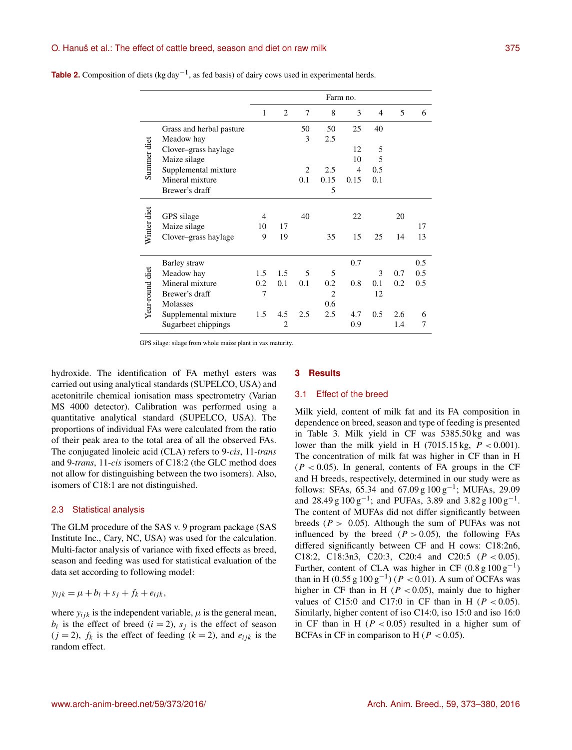**Table 2.** Composition of diets (kg $day^{-1}$, as fed basis) of dairy cows used in experimental herds.

| | | Farm no. | | | | | | | |
|---|---|---|---|---|---|---|---|---|---|
| | | 1 | 2 | 7 | 8 | 3 | 4 | 5 | 6 |
| Summer diet | Grass and herbal pasture | | | 50 | 50 | 25 | 40 | | |
| | Meadow hay | | | 3 | 2.5 | | | | |
| | Clover–grass haylage | | | | | 12 | 5 | | |
| | Maize silage | | | | | 10 | 5 | | |
| | Supplemental mixture | | | 2 | 2.5 | 4 | 0.5 | | |
| | Mineral mixture | | | 0.1 | 0.15 | 0.15 | 0.1 | | |
| | Brewer's draff | | | | 5 | | | | |
| Winter diet | GPS silage | 4 | | 40 | | 22 | | 20 | |
| | Maize silage | 10 | 17 | | | | | | 17 |
| | Clover–grass haylage | 9 | 19 | | 35 | 15 | 25 | 14 | 13 |
| Year-round diet | Barley straw | | | | | 0.7 | | | 0.5 |
| | Meadow hay | 1.5 | 1.5 | 5 | 5 | | 3 | 0.7 | 0.5 |
| | Mineral mixture | 0.2 | 0.1 | 0.1 | 0.2 | 0.8 | 0.1 | 0.2 | 0.5 |
| | Brewer's draff | 7 | | | 2 | | 12 | | |
| | Molasses | | | | 0.6 | | | | |
| | Supplemental mixture | 1.5 | 4.5 | 2.5 | 2.5 | 4.7 | 0.5 | 2.6 | 6 |
| | Sugarbeet chippings | | 2 | | | 0.9 | | 1.4 | 7 |

GPS silage: silage from whole maize plant in vax maturity.

hydroxide. The identification of FA methyl esters was carried out using analytical standards (SUPELCO, USA) and acetonitrile chemical ionisation mass spectrometry (Varian MS 4000 detector). Calibration was performed using a quantitative analytical standard (SUPELCO, USA). The proportions of individual FAs were calculated from the ratio of their peak area to the total area of all the observed FAs. The conjugated linoleic acid (CLA) refers to 9-*cis*, 11-*trans* and 9-*trans*, 11-*cis* isomers of C18:2 (the GLC method does not allow for distinguishing between the two isomers). Also, isomers of C18:1 are not distinguished.

### 2.3 Statistical analysis

The GLM procedure of the SAS v. 9 program package (SAS Institute Inc., Cary, NC, USA) was used for the calculation. Multi-factor analysis of variance with fixed effects as breed, season and feeding was used for statistical evaluation of the data set according to following model:

$$y_{ijk} = \mu + b_i + s_j + f_k + e_{ijk},$$

where $y_{ijk}$ is the independent variable, $\mu$ is the general mean, $b_i$ is the effect of breed ($i = 2$), $s_j$ is the effect of season ($j = 2$), $f_k$ is the effect of feeding ($k = 2$), and $e_{ijk}$ is the random effect.

## 3 Results

### 3.1 Effect of the breed

Milk yield, content of milk fat and its FA composition in dependence on breed, season and type of feeding is presented in Table 3. Milk yield in CF was 5385.50 kg and was lower than the milk yield in H (7015.15 kg, $P < 0.001$). The concentration of milk fat was higher in CF than in H ($P < 0.05$). In general, contents of FA groups in the CF and H breeds, respectively, determined in our study were as follows: SFAs, 65.34 and 67.09 g 100 $g^{-1}$; MUFAs, 29.09 and 28.49 g 100 $g^{-1}$; and PUFAs, 3.89 and 3.82 g 100 $g^{-1}$. The content of MUFAs did not differ significantly between breeds ($P > 0.05$). Although the sum of PUFAs was not influenced by the breed ($P > 0.05$), the following FAs differed significantly between CF and H cows: C18:2n6, C18:2, C18:3n3, C20:3, C20:4 and C20:5 ($P < 0.05$). Further, content of CLA was higher in CF (0.8 g 100 $g^{-1}$) than in H (0.55 g 100 $g^{-1}$) ($P < 0.01$). A sum of OCFAs was higher in CF than in H ($P < 0.05$), mainly due to higher values of C15:0 and C17:0 in CF than in H ($P < 0.05$). Similarly, higher content of iso C14:0, iso 15:0 and iso 16:0 in CF than in H ($P < 0.05$) resulted in a higher sum of BCFAs in CF in comparison to H ($P < 0.05$).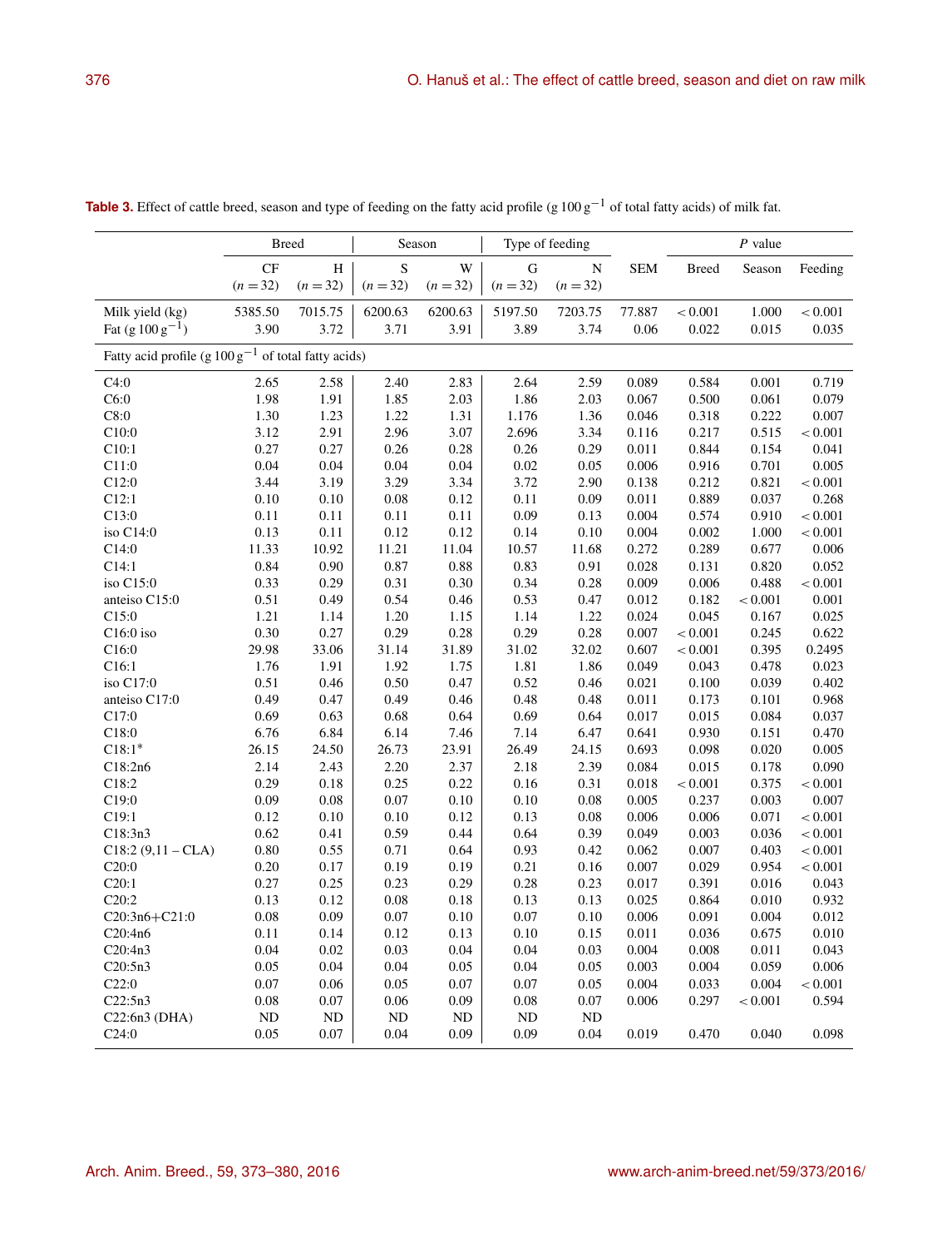**Table 3.** Effect of cattle breed, season and type of feeding on the fatty acid profile (g $100\,g^{-1}$ of total fatty acids) of milk fat.

| | Breed | | Season | | Type of feeding | | SEM | P value | | |
|---|---|---|---|---|---|---|---|---|---|---|
| | CF ($n = 32$) | H ($n = 32$) | S ($n = 32$) | W ($n = 32$) | G ($n = 32$) | N ($n = 32$) | | Breed | Season | Feeding |
| Milk yield (kg) | 5385.50 | 7015.75 | 6200.63 | 6200.63 | 5197.50 | 7203.75 | 77.887 | < 0.001 | 1.000 | < 0.001 |
| Fat (g $100\,g^{-1}$) | 3.90 | 3.72 | 3.71 | 3.91 | 3.89 | 3.74 | 0.06 | 0.022 | 0.015 | 0.035 |
| Fatty acid profile (g $100\,g^{-1}$ of total fatty acids) | | | | | | | | | | |
| C4:0 | 2.65 | 2.58 | 2.40 | 2.83 | 2.64 | 2.59 | 0.089 | 0.584 | 0.001 | 0.719 |
| C6:0 | 1.98 | 1.91 | 1.85 | 2.03 | 1.86 | 2.03 | 0.067 | 0.500 | 0.061 | 0.079 |
| C8:0 | 1.30 | 1.23 | 1.22 | 1.31 | 1.176 | 1.36 | 0.046 | 0.318 | 0.222 | 0.007 |
| C10:0 | 3.12 | 2.91 | 2.96 | 3.07 | 2.696 | 3.34 | 0.116 | 0.217 | 0.515 | < 0.001 |
| C10:1 | 0.27 | 0.27 | 0.26 | 0.28 | 0.26 | 0.29 | 0.011 | 0.844 | 0.154 | 0.041 |
| C11:0 | 0.04 | 0.04 | 0.04 | 0.04 | 0.02 | 0.05 | 0.006 | 0.916 | 0.701 | 0.005 |
| C12:0 | 3.44 | 3.19 | 3.29 | 3.34 | 3.72 | 2.90 | 0.138 | 0.212 | 0.821 | < 0.001 |
| C12:1 | 0.10 | 0.10 | 0.08 | 0.12 | 0.11 | 0.09 | 0.011 | 0.889 | 0.037 | 0.268 |
| C13:0 | 0.11 | 0.11 | 0.11 | 0.11 | 0.09 | 0.13 | 0.004 | 0.574 | 0.910 | < 0.001 |
| iso C14:0 | 0.13 | 0.11 | 0.12 | 0.12 | 0.14 | 0.10 | 0.004 | 0.002 | 1.000 | < 0.001 |
| C14:0 | 11.33 | 10.92 | 11.21 | 11.04 | 10.57 | 11.68 | 0.272 | 0.289 | 0.677 | 0.006 |
| C14:1 | 0.84 | 0.90 | 0.87 | 0.88 | 0.83 | 0.91 | 0.028 | 0.131 | 0.820 | 0.052 |
| iso C15:0 | 0.33 | 0.29 | 0.31 | 0.30 | 0.34 | 0.28 | 0.009 | 0.006 | 0.488 | < 0.001 |
| anteiso C15:0 | 0.51 | 0.49 | 0.54 | 0.46 | 0.53 | 0.47 | 0.012 | 0.182 | < 0.001 | 0.001 |
| C15:0 | 1.21 | 1.14 | 1.20 | 1.15 | 1.14 | 1.22 | 0.024 | 0.045 | 0.167 | 0.025 |
| C16:0 iso | 0.30 | 0.27 | 0.29 | 0.28 | 0.29 | 0.28 | 0.007 | < 0.001 | 0.245 | 0.622 |
| C16:0 | 29.98 | 33.06 | 31.14 | 31.89 | 31.02 | 32.02 | 0.607 | < 0.001 | 0.395 | 0.2495 |
| C16:1 | 1.76 | 1.91 | 1.92 | 1.75 | 1.81 | 1.86 | 0.049 | 0.043 | 0.478 | 0.023 |
| iso C17:0 | 0.51 | 0.46 | 0.50 | 0.47 | 0.52 | 0.46 | 0.021 | 0.100 | 0.039 | 0.402 |
| anteiso C17:0 | 0.49 | 0.47 | 0.49 | 0.46 | 0.48 | 0.48 | 0.011 | 0.173 | 0.101 | 0.968 |
| C17:0 | 0.69 | 0.63 | 0.68 | 0.64 | 0.69 | 0.64 | 0.017 | 0.015 | 0.084 | 0.037 |
| C18:0 | 6.76 | 6.84 | 6.14 | 7.46 | 7.14 | 6.47 | 0.641 | 0.930 | 0.151 | 0.470 |
| C18:1* | 26.15 | 24.50 | 26.73 | 23.91 | 26.49 | 24.15 | 0.693 | 0.098 | 0.020 | 0.005 |
| C18:2n6 | 2.14 | 2.43 | 2.20 | 2.37 | 2.18 | 2.39 | 0.084 | 0.015 | 0.178 | 0.090 |
| C18:2 | 0.29 | 0.18 | 0.25 | 0.22 | 0.16 | 0.31 | 0.018 | < 0.001 | 0.375 | < 0.001 |
| C19:0 | 0.09 | 0.08 | 0.07 | 0.10 | 0.10 | 0.08 | 0.005 | 0.237 | 0.003 | 0.007 |
| C19:1 | 0.12 | 0.10 | 0.10 | 0.12 | 0.13 | 0.08 | 0.006 | 0.006 | 0.071 | < 0.001 |
| C18:3n3 | 0.62 | 0.41 | 0.59 | 0.44 | 0.64 | 0.39 | 0.049 | 0.003 | 0.036 | < 0.001 |
| C18:2 (9,11 – CLA) | 0.80 | 0.55 | 0.71 | 0.64 | 0.93 | 0.42 | 0.062 | 0.007 | 0.403 | < 0.001 |
| C20:0 | 0.20 | 0.17 | 0.19 | 0.19 | 0.21 | 0.16 | 0.007 | 0.029 | 0.954 | < 0.001 |
| C20:1 | 0.27 | 0.25 | 0.23 | 0.29 | 0.28 | 0.23 | 0.017 | 0.391 | 0.016 | 0.043 |
| C20:2 | 0.13 | 0.12 | 0.08 | 0.18 | 0.13 | 0.13 | 0.025 | 0.864 | 0.010 | 0.932 |
| C20:3n6+C21:0 | 0.08 | 0.09 | 0.07 | 0.10 | 0.07 | 0.10 | 0.006 | 0.091 | 0.004 | 0.012 |
| C20:4n6 | 0.11 | 0.14 | 0.12 | 0.13 | 0.10 | 0.15 | 0.011 | 0.036 | 0.675 | 0.010 |
| C20:4n3 | 0.04 | 0.02 | 0.03 | 0.04 | 0.04 | 0.03 | 0.004 | 0.008 | 0.011 | 0.043 |
| C20:5n3 | 0.05 | 0.04 | 0.04 | 0.05 | 0.04 | 0.05 | 0.003 | 0.004 | 0.059 | 0.006 |
| C22:0 | 0.07 | 0.06 | 0.05 | 0.07 | 0.07 | 0.05 | 0.004 | 0.033 | 0.004 | < 0.001 |
| C22:5n3 | 0.08 | 0.07 | 0.06 | 0.09 | 0.08 | 0.07 | 0.006 | 0.297 | < 0.001 | 0.594 |
| C22:6n3 (DHA) | ND | ND | ND | ND | ND | ND | | | | |
| C24:0 | 0.05 | 0.07 | 0.04 | 0.09 | 0.09 | 0.04 | 0.019 | 0.470 | 0.040 | 0.098 |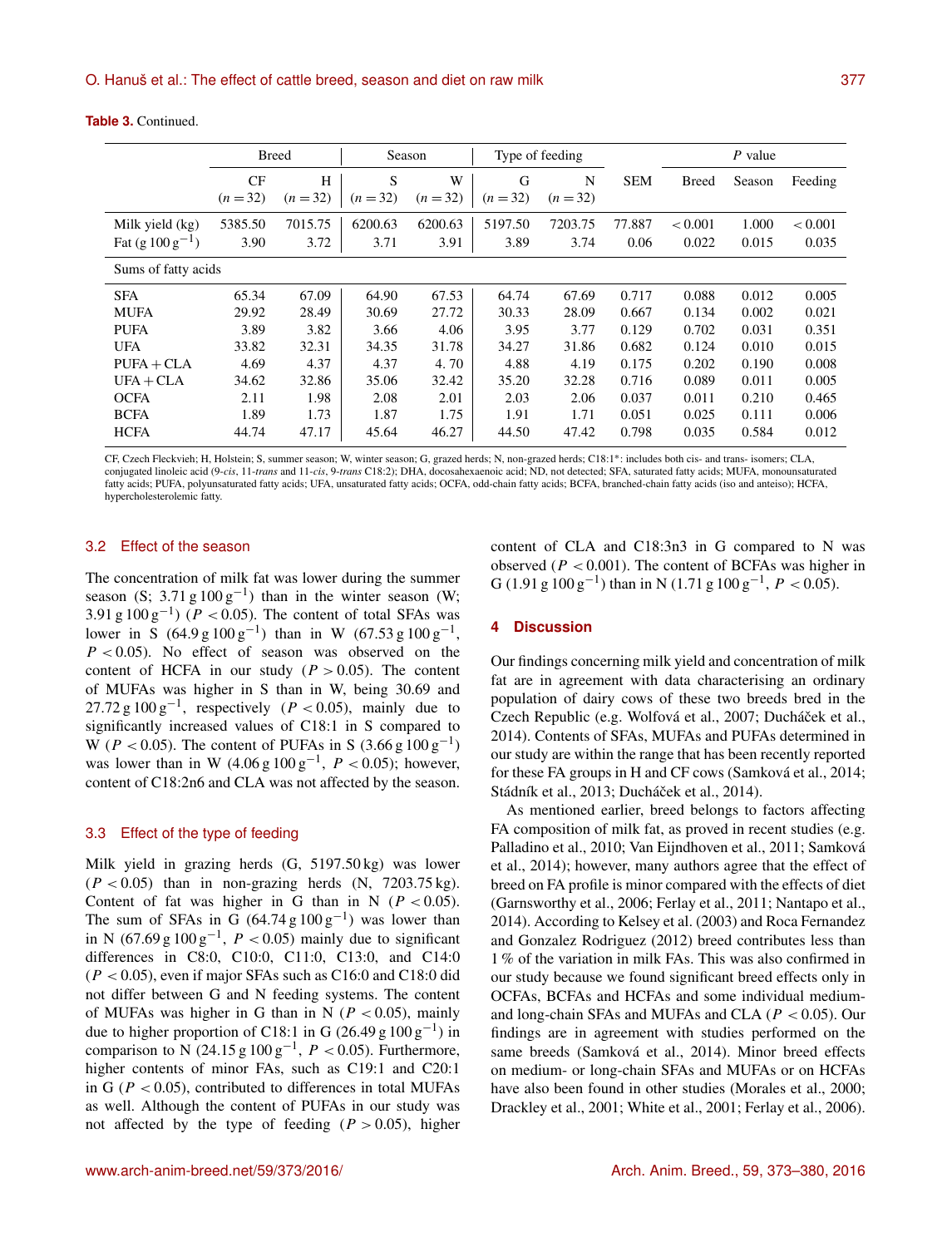**Table 3.** Continued.

| | Breed | | Season | | Type of feeding | | SEM | *P* value | | |
|---|---|---|---|---|---|---|---|---|---|---|
| | CF ($n=32$) | H ($n=32$) | S ($n=32$) | W ($n=32$) | G ($n=32$) | N ($n=32$) | | Breed | Season | Feeding |
| Milk yield (kg) | 5385.50 | 7015.75 | 6200.63 | 6200.63 | 5197.50 | 7203.75 | 77.887 | < 0.001 | 1.000 | < 0.001 |
| Fat ($g\,100\,g^{-1}$) | 3.90 | 3.72 | 3.71 | 3.91 | 3.89 | 3.74 | 0.06 | 0.022 | 0.015 | 0.035 |
| Sums of fatty acids | | | | | | | | | | |
| SFA | 65.34 | 67.09 | 64.90 | 67.53 | 64.74 | 67.69 | 0.717 | 0.088 | 0.012 | 0.005 |
| MUFA | 29.92 | 28.49 | 30.69 | 27.72 | 30.33 | 28.09 | 0.667 | 0.134 | 0.002 | 0.021 |
| PUFA | 3.89 | 3.82 | 3.66 | 4.06 | 3.95 | 3.77 | 0.129 | 0.702 | 0.031 | 0.351 |
| UFA | 33.82 | 32.31 | 34.35 | 31.78 | 34.27 | 31.86 | 0.682 | 0.124 | 0.010 | 0.015 |
| PUFA + CLA | 4.69 | 4.37 | 4.37 | 4. 70 | 4.88 | 4.19 | 0.175 | 0.202 | 0.190 | 0.008 |
| UFA + CLA | 34.62 | 32.86 | 35.06 | 32.42 | 35.20 | 32.28 | 0.716 | 0.089 | 0.011 | 0.005 |
| OCFA | 2.11 | 1.98 | 2.08 | 2.01 | 2.03 | 2.06 | 0.037 | 0.011 | 0.210 | 0.465 |
| BCFA | 1.89 | 1.73 | 1.87 | 1.75 | 1.91 | 1.71 | 0.051 | 0.025 | 0.111 | 0.006 |
| HCFA | 44.74 | 47.17 | 45.64 | 46.27 | 44.50 | 47.42 | 0.798 | 0.035 | 0.584 | 0.012 |

CF, Czech Fleckvieh; H, Holstein; S, summer season; W, winter season; G, grazed herds; N, non-grazed herds; C18:1*: includes both cis- and trans- isomers; CLA, conjugated linoleic acid (9-*cis*, 11-*trans* and 11-*cis*, 9-*trans* C18:2); DHA, docosahexaenoic acid; ND, not detected; SFA, saturated fatty acids; MUFA, monounsaturated fatty acids; PUFA, polyunsaturated fatty acids; UFA, unsaturated fatty acids; OCFA, odd-chain fatty acids; BCFA, branched-chain fatty acids (iso and anteiso); HCFA, hypercholesterolemic fatty.

### 3.2 Effect of the season

The concentration of milk fat was lower during the summer season (S; $3.71\,g\,100\,g^{-1}$) than in the winter season (W; $3.91\,g\,100\,g^{-1}$) ($P < 0.05$). The content of total SFAs was lower in S ($64.9\,g\,100\,g^{-1}$) than in W ($67.53\,g\,100\,g^{-1}$, $P < 0.05$). No effect of season was observed on the content of HCFA in our study ($P > 0.05$). The content of MUFAs was higher in S than in W, being 30.69 and $27.72\,g\,100\,g^{-1}$, respectively ($P < 0.05$), mainly due to significantly increased values of C18:1 in S compared to W ($P < 0.05$). The content of PUFAs in S ($3.66\,g\,100\,g^{-1}$) was lower than in W ($4.06\,g\,100\,g^{-1}$, $P < 0.05$); however, content of C18:2n6 and CLA was not affected by the season.

### 3.3 Effect of the type of feeding

Milk yield in grazing herds (G, 5197.50 kg) was lower ($P < 0.05$) than in non-grazing herds (N, 7203.75 kg). Content of fat was higher in G than in N ($P < 0.05$). The sum of SFAs in G ($64.74\,g\,100\,g^{-1}$) was lower than in N ($67.69\,g\,100\,g^{-1}$, $P < 0.05$) mainly due to significant differences in C8:0, C10:0, C11:0, C13:0, and C14:0 ($P < 0.05$), even if major SFAs such as C16:0 and C18:0 did not differ between G and N feeding systems. The content of MUFAs was higher in G than in N ($P < 0.05$), mainly due to higher proportion of C18:1 in G ($26.49\,g\,100\,g^{-1}$) in comparison to N ($24.15\,g\,100\,g^{-1}$, $P < 0.05$). Furthermore, higher contents of minor FAs, such as C19:1 and C20:1 in G ($P < 0.05$), contributed to differences in total MUFAs as well. Although the content of PUFAs in our study was not affected by the type of feeding ($P > 0.05$), higher content of CLA and C18:3n3 in G compared to N was observed ($P < 0.001$). The content of BCFAs was higher in G ($1.91\,g\,100\,g^{-1}$) than in N ($1.71\,g\,100\,g^{-1}$, $P < 0.05$).

## 4 Discussion

Our findings concerning milk yield and concentration of milk fat are in agreement with data characterising an ordinary population of dairy cows of these two breeds bred in the Czech Republic (e.g. Wolfová et al., 2007; Ducháček et al., 2014). Contents of SFAs, MUFAs and PUFAs determined in our study are within the range that has been recently reported for these FA groups in H and CF cows (Samková et al., 2014; Stádník et al., 2013; Ducháček et al., 2014).

As mentioned earlier, breed belongs to factors affecting FA composition of milk fat, as proved in recent studies (e.g. Palladino et al., 2010; Van Eijndhoven et al., 2011; Samková et al., 2014); however, many authors agree that the effect of breed on FA profile is minor compared with the effects of diet (Garnsworthy et al., 2006; Ferlay et al., 2011; Nantapo et al., 2014). According to Kelsey et al. (2003) and Roca Fernandez and Gonzalez Rodriguez (2012) breed contributes less than 1 % of the variation in milk FAs. This was also confirmed in our study because we found significant breed effects only in OCFAs, BCFAs and HCFAs and some individual medium- and long-chain SFAs and MUFAs and CLA ($P < 0.05$). Our findings are in agreement with studies performed on the same breeds (Samková et al., 2014). Minor breed effects on medium- or long-chain SFAs and MUFAs or on HCFAs have also been found in other studies (Morales et al., 2000; Drackley et al., 2001; White et al., 2001; Ferlay et al., 2006).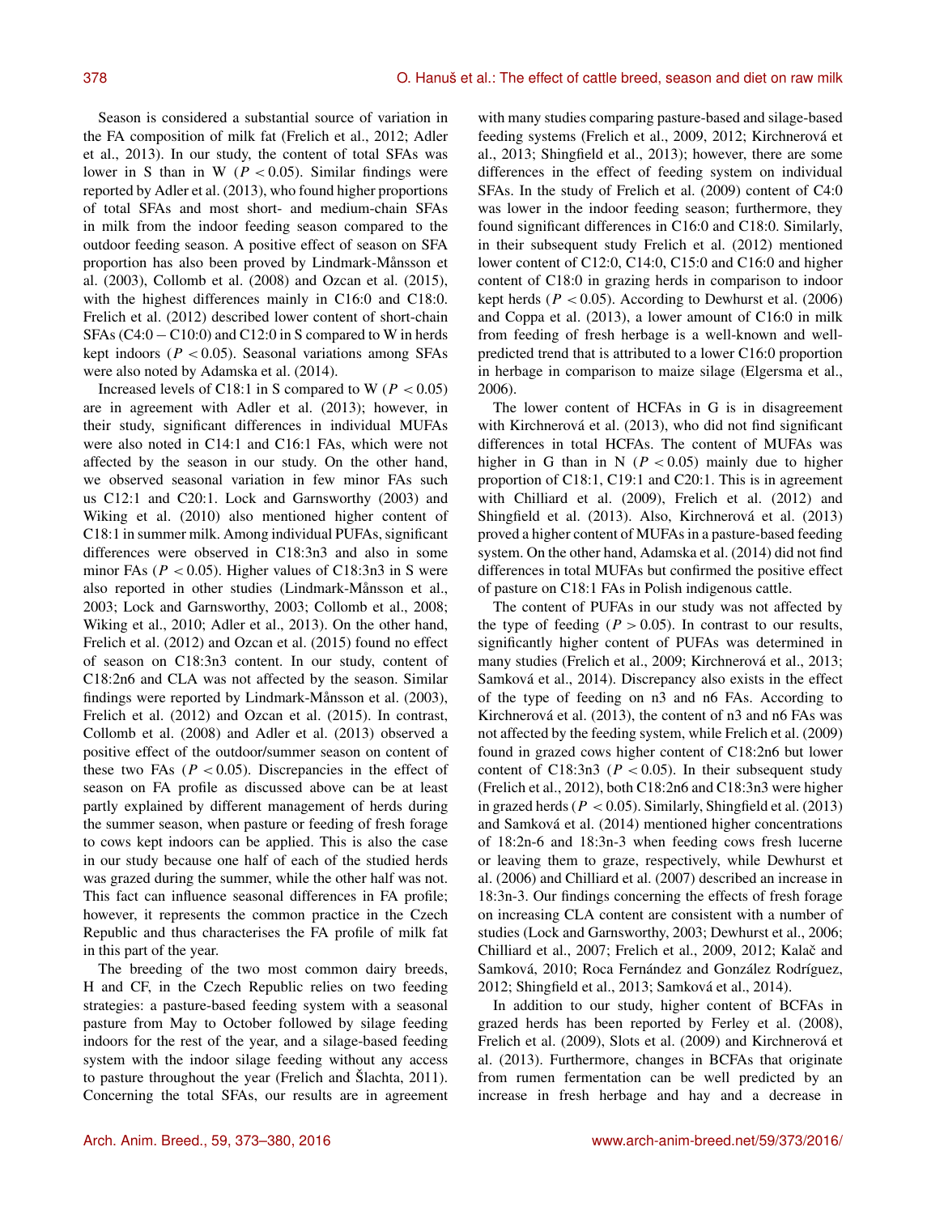Season is considered a substantial source of variation in the FA composition of milk fat (Frelich et al., 2012; Adler et al., 2013). In our study, the content of total SFAs was lower in S than in W ($P < 0.05$). Similar findings were reported by Adler et al. (2013), who found higher proportions of total SFAs and most short- and medium-chain SFAs in milk from the indoor feeding season compared to the outdoor feeding season. A positive effect of season on SFA proportion has also been proved by Lindmark-Månsson et al. (2003), Collomb et al. (2008) and Ozcan et al. (2015), with the highest differences mainly in C16:0 and C18:0. Frelich et al. (2012) described lower content of short-chain SFAs (C4:0 − C10:0) and C12:0 in S compared to W in herds kept indoors ($P < 0.05$). Seasonal variations among SFAs were also noted by Adamska et al. (2014).

Increased levels of C18:1 in S compared to W ($P < 0.05$) are in agreement with Adler et al. (2013); however, in their study, significant differences in individual MUFAs were also noted in C14:1 and C16:1 FAs, which were not affected by the season in our study. On the other hand, we observed seasonal variation in few minor FAs such us C12:1 and C20:1. Lock and Garnsworthy (2003) and Wiking et al. (2010) also mentioned higher content of C18:1 in summer milk. Among individual PUFAs, significant differences were observed in C18:3n3 and also in some minor FAs ($P < 0.05$). Higher values of C18:3n3 in S were also reported in other studies (Lindmark-Månsson et al., 2003; Lock and Garnsworthy, 2003; Collomb et al., 2008; Wiking et al., 2010; Adler et al., 2013). On the other hand, Frelich et al. (2012) and Ozcan et al. (2015) found no effect of season on C18:3n3 content. In our study, content of C18:2n6 and CLA was not affected by the season. Similar findings were reported by Lindmark-Månsson et al. (2003), Frelich et al. (2012) and Ozcan et al. (2015). In contrast, Collomb et al. (2008) and Adler et al. (2013) observed a positive effect of the outdoor/summer season on content of these two FAs ($P < 0.05$). Discrepancies in the effect of season on FA profile as discussed above can be at least partly explained by different management of herds during the summer season, when pasture or feeding of fresh forage to cows kept indoors can be applied. This is also the case in our study because one half of each of the studied herds was grazed during the summer, while the other half was not. This fact can influence seasonal differences in FA profile; however, it represents the common practice in the Czech Republic and thus characterises the FA profile of milk fat in this part of the year.

The breeding of the two most common dairy breeds, H and CF, in the Czech Republic relies on two feeding strategies: a pasture-based feeding system with a seasonal pasture from May to October followed by silage feeding indoors for the rest of the year, and a silage-based feeding system with the indoor silage feeding without any access to pasture throughout the year (Frelich and Šlachta, 2011). Concerning the total SFAs, our results are in agreement with many studies comparing pasture-based and silage-based feeding systems (Frelich et al., 2009, 2012; Kirchnerová et al., 2013; Shingfield et al., 2013); however, there are some differences in the effect of feeding system on individual SFAs. In the study of Frelich et al. (2009) content of C4:0 was lower in the indoor feeding season; furthermore, they found significant differences in C16:0 and C18:0. Similarly, in their subsequent study Frelich et al. (2012) mentioned lower content of C12:0, C14:0, C15:0 and C16:0 and higher content of C18:0 in grazing herds in comparison to indoor kept herds ($P < 0.05$). According to Dewhurst et al. (2006) and Coppa et al. (2013), a lower amount of C16:0 in milk from feeding of fresh herbage is a well-known and well-predicted trend that is attributed to a lower C16:0 proportion in herbage in comparison to maize silage (Elgersma et al., 2006).

The lower content of HCFAs in G is in disagreement with Kirchnerová et al. (2013), who did not find significant differences in total HCFAs. The content of MUFAs was higher in G than in N ($P < 0.05$) mainly due to higher proportion of C18:1, C19:1 and C20:1. This is in agreement with Chilliard et al. (2009), Frelich et al. (2012) and Shingfield et al. (2013). Also, Kirchnerová et al. (2013) proved a higher content of MUFAs in a pasture-based feeding system. On the other hand, Adamska et al. (2014) did not find differences in total MUFAs but confirmed the positive effect of pasture on C18:1 FAs in Polish indigenous cattle.

The content of PUFAs in our study was not affected by the type of feeding ($P > 0.05$). In contrast to our results, significantly higher content of PUFAs was determined in many studies (Frelich et al., 2009; Kirchnerová et al., 2013; Samková et al., 2014). Discrepancy also exists in the effect of the type of feeding on n3 and n6 FAs. According to Kirchnerová et al. (2013), the content of n3 and n6 FAs was not affected by the feeding system, while Frelich et al. (2009) found in grazed cows higher content of C18:2n6 but lower content of C18:3n3 ($P < 0.05$). In their subsequent study (Frelich et al., 2012), both C18:2n6 and C18:3n3 were higher in grazed herds ($P < 0.05$). Similarly, Shingfield et al. (2013) and Samková et al. (2014) mentioned higher concentrations of 18:2n-6 and 18:3n-3 when feeding cows fresh lucerne or leaving them to graze, respectively, while Dewhurst et al. (2006) and Chilliard et al. (2007) described an increase in 18:3n-3. Our findings concerning the effects of fresh forage on increasing CLA content are consistent with a number of studies (Lock and Garnsworthy, 2003; Dewhurst et al., 2006; Chilliard et al., 2007; Frelich et al., 2009, 2012; Kalač and Samková, 2010; Roca Fernández and González Rodríguez, 2012; Shingfield et al., 2013; Samková et al., 2014).

In addition to our study, higher content of BCFAs in grazed herds has been reported by Ferley et al. (2008), Frelich et al. (2009), Slots et al. (2009) and Kirchnerová et al. (2013). Furthermore, changes in BCFAs that originate from rumen fermentation can be well predicted by an increase in fresh herbage and hay and a decrease in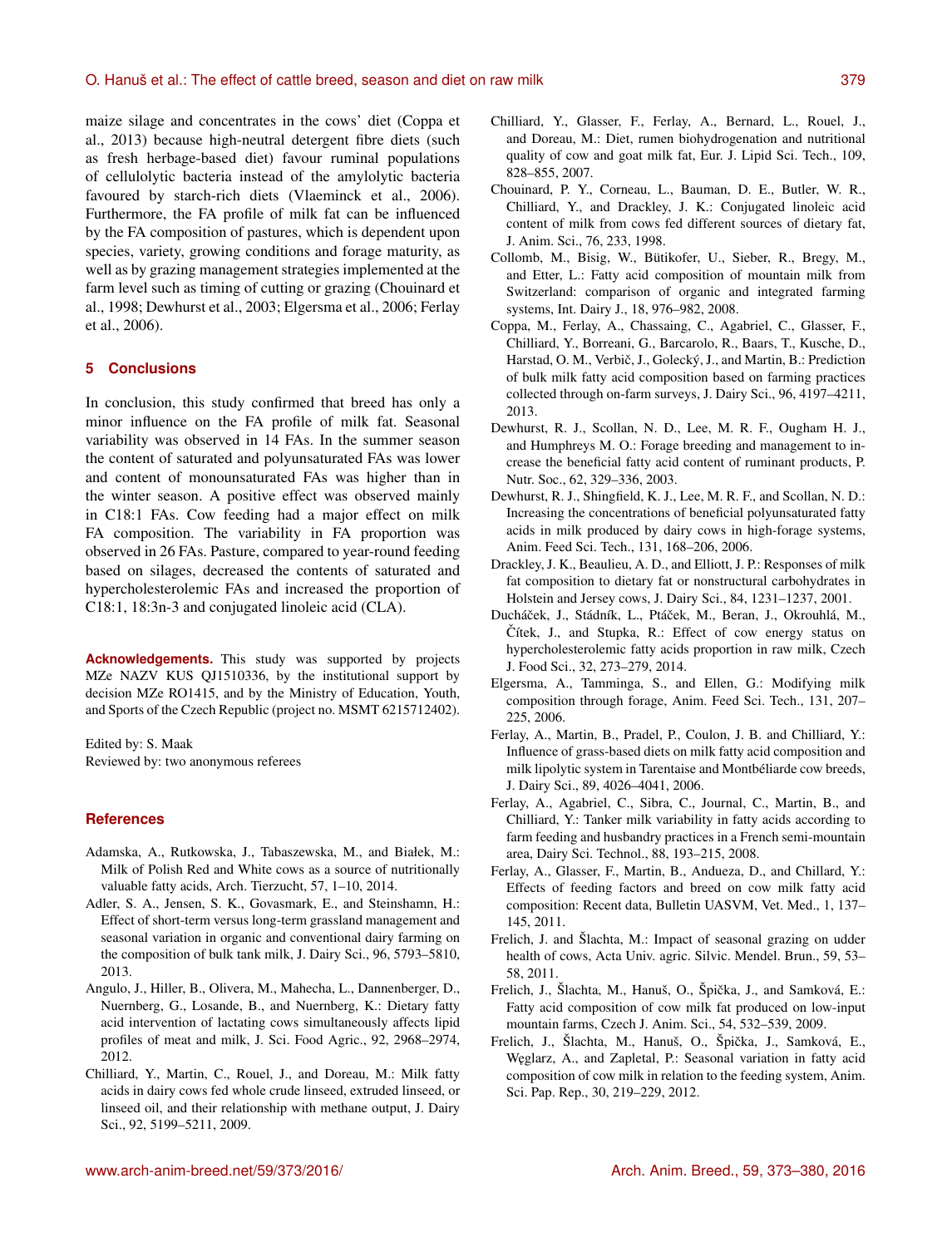maize silage and concentrates in the cows' diet (Coppa et al., 2013) because high-neutral detergent fibre diets (such as fresh herbage-based diet) favour ruminal populations of cellulolytic bacteria instead of the amylolytic bacteria favoured by starch-rich diets (Vlaeminck et al., 2006). Furthermore, the FA profile of milk fat can be influenced by the FA composition of pastures, which is dependent upon species, variety, growing conditions and forage maturity, as well as by grazing management strategies implemented at the farm level such as timing of cutting or grazing (Chouinard et al., 1998; Dewhurst et al., 2003; Elgersma et al., 2006; Ferlay et al., 2006).

## 5 Conclusions

In conclusion, this study confirmed that breed has only a minor influence on the FA profile of milk fat. Seasonal variability was observed in 14 FAs. In the summer season the content of saturated and polyunsaturated FAs was lower and content of monounsaturated FAs was higher than in the winter season. A positive effect was observed mainly in C18:1 FAs. Cow feeding had a major effect on milk FA composition. The variability in FA proportion was observed in 26 FAs. Pasture, compared to year-round feeding based on silages, decreased the contents of saturated and hypercholesterolemic FAs and increased the proportion of C18:1, 18:3n-3 and conjugated linoleic acid (CLA).

**Acknowledgements.** This study was supported by projects MZe NAZV KUS QJ1510336, by the institutional support by decision MZe RO1415, and by the Ministry of Education, Youth, and Sports of the Czech Republic (project no. MSMT 6215712402).

Edited by: S. Maak
Reviewed by: two anonymous referees

## References

Adamska, A., Rutkowska, J., Tabaszewska, M., and Białek, M.: Milk of Polish Red and White cows as a source of nutritionally valuable fatty acids, Arch. Tierzucht, 57, 1–10, 2014.

Adler, S. A., Jensen, S. K., Govasmark, E., and Steinshamn, H.: Effect of short-term versus long-term grassland management and seasonal variation in organic and conventional dairy farming on the composition of bulk tank milk, J. Dairy Sci., 96, 5793–5810, 2013.

Angulo, J., Hiller, B., Olivera, M., Mahecha, L., Dannenberger, D., Nuernberg, G., Losande, B., and Nuernberg, K.: Dietary fatty acid intervention of lactating cows simultaneously affects lipid profiles of meat and milk, J. Sci. Food Agric., 92, 2968–2974, 2012.

Chilliard, Y., Martin, C., Rouel, J., and Doreau, M.: Milk fatty acids in dairy cows fed whole crude linseed, extruded linseed, or linseed oil, and their relationship with methane output, J. Dairy Sci., 92, 5199–5211, 2009.

Chilliard, Y., Glasser, F., Ferlay, A., Bernard, L., Rouel, J., and Doreau, M.: Diet, rumen biohydrogenation and nutritional quality of cow and goat milk fat, Eur. J. Lipid Sci. Tech., 109, 828–855, 2007.

Chouinard, P. Y., Corneau, L., Bauman, D. E., Butler, W. R., Chilliard, Y., and Drackley, J. K.: Conjugated linoleic acid content of milk from cows fed different sources of dietary fat, J. Anim. Sci., 76, 233, 1998.

Collomb, M., Bisig, W., Bütikofer, U., Sieber, R., Bregy, M., and Etter, L.: Fatty acid composition of mountain milk from Switzerland: comparison of organic and integrated farming systems, Int. Dairy J., 18, 976–982, 2008.

Coppa, M., Ferlay, A., Chassaing, C., Agabriel, C., Glasser, F., Chilliard, Y., Borreani, G., Barcarolo, R., Baars, T., Kusche, D., Harstad, O. M., Verbič, J., Golecký, J., and Martin, B.: Prediction of bulk milk fatty acid composition based on farming practices collected through on-farm surveys, J. Dairy Sci., 96, 4197–4211, 2013.

Dewhurst, R. J., Scollan, N. D., Lee, M. R. F., Ougham H. J., and Humphreys M. O.: Forage breeding and management to increase the beneficial fatty acid content of ruminant products, P. Nutr. Soc., 62, 329–336, 2003.

Dewhurst, R. J., Shingfield, K. J., Lee, M. R. F., and Scollan, N. D.: Increasing the concentrations of beneficial polyunsaturated fatty acids in milk produced by dairy cows in high-forage systems, Anim. Feed Sci. Tech., 131, 168–206, 2006.

Drackley, J. K., Beaulieu, A. D., and Elliott, J. P.: Responses of milk fat composition to dietary fat or nonstructural carbohydrates in Holstein and Jersey cows, J. Dairy Sci., 84, 1231–1237, 2001.

Ducháček, J., Stádník, L., Ptáček, M., Beran, J., Okrouhlá, M., Čítek, J., and Stupka, R.: Effect of cow energy status on hypercholesterolemic fatty acids proportion in raw milk, Czech J. Food Sci., 32, 273–279, 2014.

Elgersma, A., Tamminga, S., and Ellen, G.: Modifying milk composition through forage, Anim. Feed Sci. Tech., 131, 207–225, 2006.

Ferlay, A., Martin, B., Pradel, P., Coulon, J. B. and Chilliard, Y.: Influence of grass-based diets on milk fatty acid composition and milk lipolytic system in Tarentaise and Montbéliarde cow breeds, J. Dairy Sci., 89, 4026–4041, 2006.

Ferlay, A., Agabriel, C., Sibra, C., Journal, C., Martin, B., and Chilliard, Y.: Tanker milk variability in fatty acids according to farm feeding and husbandry practices in a French semi-mountain area, Dairy Sci. Technol., 88, 193–215, 2008.

Ferlay, A., Glasser, F., Martin, B., Andueza, D., and Chillard, Y.: Effects of feeding factors and breed on cow milk fatty acid composition: Recent data, Bulletin UASVM, Vet. Med., 1, 137–145, 2011.

Frelich, J. and Šlachta, M.: Impact of seasonal grazing on udder health of cows, Acta Univ. agric. Silvic. Mendel. Brun., 59, 53–58, 2011.

Frelich, J., Šlachta, M., Hanuš, O., Špička, J., and Samková, E.: Fatty acid composition of cow milk fat produced on low-input mountain farms, Czech J. Anim. Sci., 54, 532–539, 2009.

Frelich, J., Šlachta, M., Hanuš, O., Špička, J., Samková, E., Węglarz, A., and Zapletal, P.: Seasonal variation in fatty acid composition of cow milk in relation to the feeding system, Anim. Sci. Pap. Rep., 30, 219–229, 2012.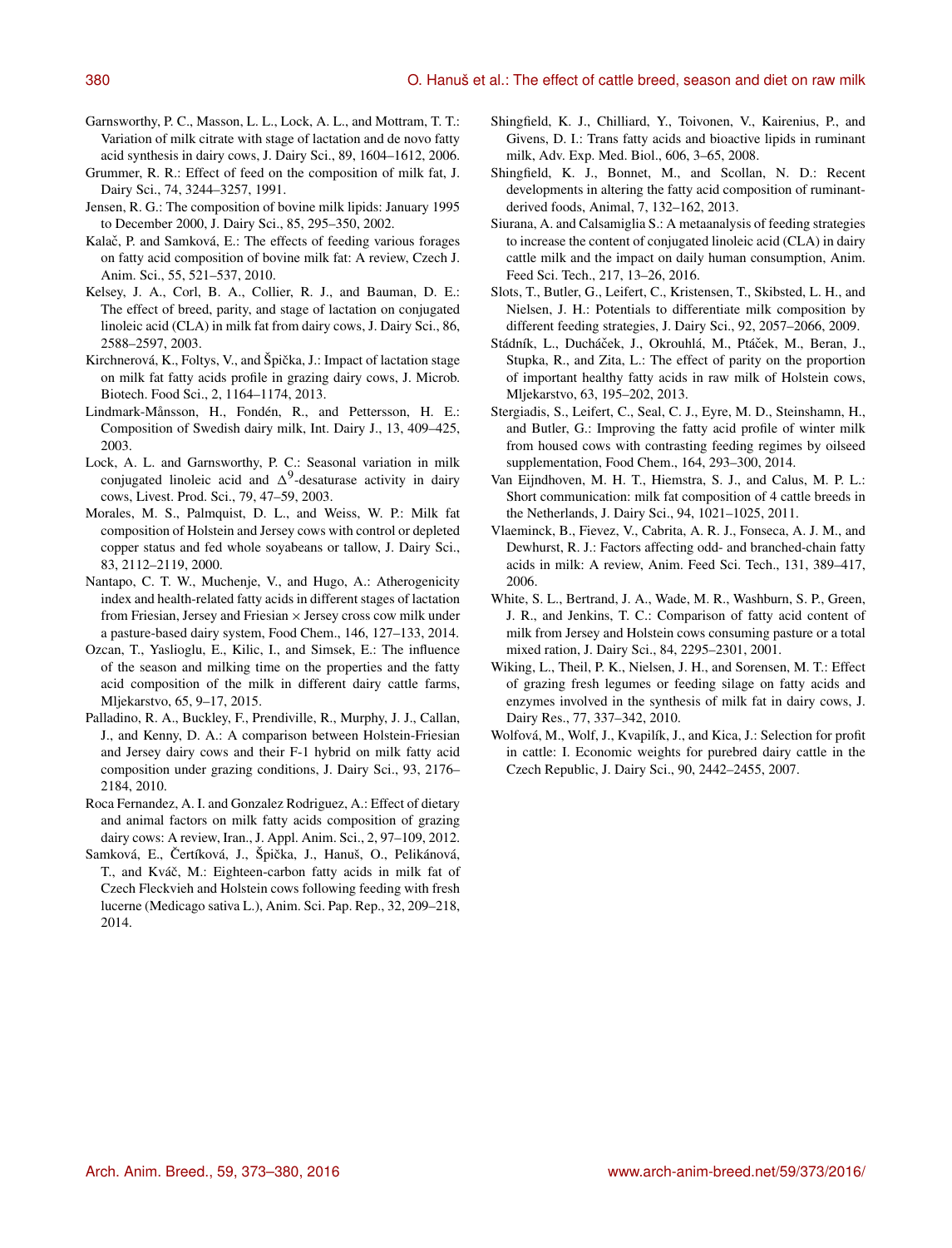Garnsworthy, P. C., Masson, L. L., Lock, A. L., and Mottram, T. T.: Variation of milk citrate with stage of lactation and de novo fatty acid synthesis in dairy cows, J. Dairy Sci., 89, 1604–1612, 2006.

Grummer, R. R.: Effect of feed on the composition of milk fat, J. Dairy Sci., 74, 3244–3257, 1991.

Jensen, R. G.: The composition of bovine milk lipids: January 1995 to December 2000, J. Dairy Sci., 85, 295–350, 2002.

Kalač, P. and Samková, E.: The effects of feeding various forages on fatty acid composition of bovine milk fat: A review, Czech J. Anim. Sci., 55, 521–537, 2010.

Kelsey, J. A., Corl, B. A., Collier, R. J., and Bauman, D. E.: The effect of breed, parity, and stage of lactation on conjugated linoleic acid (CLA) in milk fat from dairy cows, J. Dairy Sci., 86, 2588–2597, 2003.

Kirchnerová, K., Foltys, V., and Špička, J.: Impact of lactation stage on milk fat fatty acids profile in grazing dairy cows, J. Microb. Biotech. Food Sci., 2, 1164–1174, 2013.

Lindmark-Månsson, H., Fondén, R., and Pettersson, H. E.: Composition of Swedish dairy milk, Int. Dairy J., 13, 409–425, 2003.

Lock, A. L. and Garnsworthy, P. C.: Seasonal variation in milk conjugated linoleic acid and $\Delta^9$-desaturase activity in dairy cows, Livest. Prod. Sci., 79, 47–59, 2003.

Morales, M. S., Palmquist, D. L., and Weiss, W. P.: Milk fat composition of Holstein and Jersey cows with control or depleted copper status and fed whole soyabeans or tallow, J. Dairy Sci., 83, 2112–2119, 2000.

Nantapo, C. T. W., Muchenje, V., and Hugo, A.: Atherogenicity index and health-related fatty acids in different stages of lactation from Friesian, Jersey and Friesian × Jersey cross cow milk under a pasture-based dairy system, Food Chem., 146, 127–133, 2014.

Ozcan, T., Yaslioglu, E., Kilic, I., and Simsek, E.: The influence of the season and milking time on the properties and the fatty acid composition of the milk in different dairy cattle farms, Mljekarstvo, 65, 9–17, 2015.

Palladino, R. A., Buckley, F., Prendiville, R., Murphy, J. J., Callan, J., and Kenny, D. A.: A comparison between Holstein-Friesian and Jersey dairy cows and their F-1 hybrid on milk fatty acid composition under grazing conditions, J. Dairy Sci., 93, 2176–2184, 2010.

Roca Fernandez, A. I. and Gonzalez Rodriguez, A.: Effect of dietary and animal factors on milk fatty acids composition of grazing dairy cows: A review, Iran., J. Appl. Anim. Sci., 2, 97–109, 2012.

Samková, E., Čertíková, J., Špička, J., Hanuš, O., Pelikánová, T., and Kváč, M.: Eighteen-carbon fatty acids in milk fat of Czech Fleckvieh and Holstein cows following feeding with fresh lucerne (Medicago sativa L.), Anim. Sci. Pap. Rep., 32, 209–218, 2014.

Shingfield, K. J., Chilliard, Y., Toivonen, V., Kairenius, P., and Givens, D. I.: Trans fatty acids and bioactive lipids in ruminant milk, Adv. Exp. Med. Biol., 606, 3–65, 2008.

Shingfield, K. J., Bonnet, M., and Scollan, N. D.: Recent developments in altering the fatty acid composition of ruminant-derived foods, Animal, 7, 132–162, 2013.

Siurana, A. and Calsamiglia S.: A metaanalysis of feeding strategies to increase the content of conjugated linoleic acid (CLA) in dairy cattle milk and the impact on daily human consumption, Anim. Feed Sci. Tech., 217, 13–26, 2016.

Slots, T., Butler, G., Leifert, C., Kristensen, T., Skibsted, L. H., and Nielsen, J. H.: Potentials to differentiate milk composition by different feeding strategies, J. Dairy Sci., 92, 2057–2066, 2009.

Stádník, L., Ducháček, J., Okrouhlá, M., Ptáček, M., Beran, J., Stupka, R., and Zita, L.: The effect of parity on the proportion of important healthy fatty acids in raw milk of Holstein cows, Mljekarstvo, 63, 195–202, 2013.

Stergiadis, S., Leifert, C., Seal, C. J., Eyre, M. D., Steinshamn, H., and Butler, G.: Improving the fatty acid profile of winter milk from housed cows with contrasting feeding regimes by oilseed supplementation, Food Chem., 164, 293–300, 2014.

Van Eijndhoven, M. H. T., Hiemstra, S. J., and Calus, M. P. L.: Short communication: milk fat composition of 4 cattle breeds in the Netherlands, J. Dairy Sci., 94, 1021–1025, 2011.

Vlaeminck, B., Fievez, V., Cabrita, A. R. J., Fonseca, A. J. M., and Dewhurst, R. J.: Factors affecting odd- and branched-chain fatty acids in milk: A review, Anim. Feed Sci. Tech., 131, 389–417, 2006.

White, S. L., Bertrand, J. A., Wade, M. R., Washburn, S. P., Green, J. R., and Jenkins, T. C.: Comparison of fatty acid content of milk from Jersey and Holstein cows consuming pasture or a total mixed ration, J. Dairy Sci., 84, 2295–2301, 2001.

Wiking, L., Theil, P. K., Nielsen, J. H., and Sorensen, M. T.: Effect of grazing fresh legumes or feeding silage on fatty acids and enzymes involved in the synthesis of milk fat in dairy cows, J. Dairy Res., 77, 337–342, 2010.

Wolfová, M., Wolf, J., Kvapilík, J., and Kica, J.: Selection for profit in cattle: I. Economic weights for purebred dairy cattle in the Czech Republic, J. Dairy Sci., 90, 2442–2455, 2007.